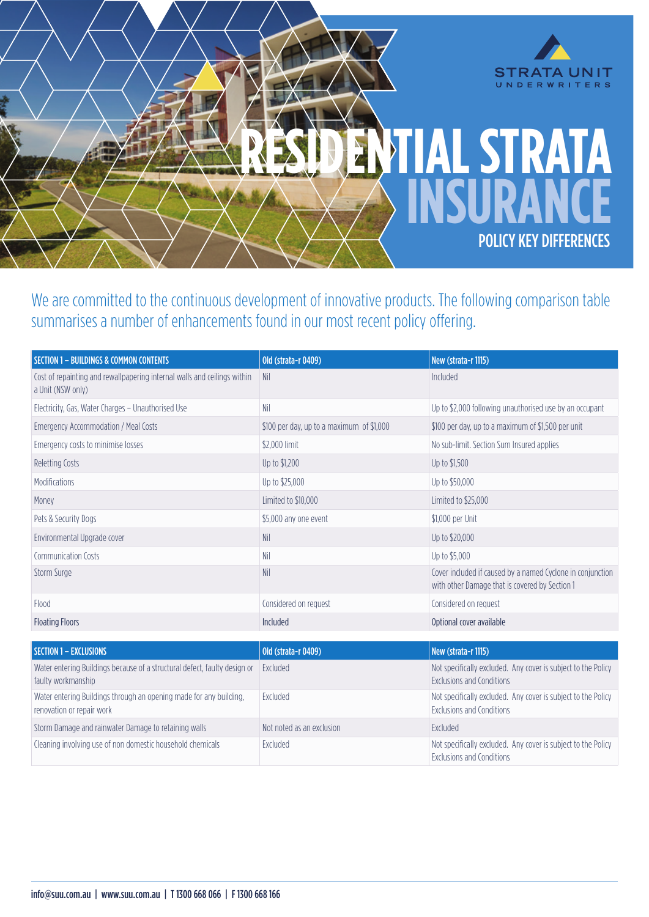STRATA UNIT UNDERWRITERS

# RESIDENTIAL STRATA INSURANCE

## POLICY KEY DIFFERENCES

We are committed to the continuous development of innovative products. The following comparison table summarises a number of enhancements found in our most recent policy offering.

| SECTION 1 – BUILDINGS & COMMON CONTENTS | Old (strata-r 0409) | New (strata-r 1115) |
|---|---|---|
| Cost of repainting and rewallpapering internal walls and ceilings within a Unit (NSW only) | Nil | Included |
| Electricity, Gas, Water Charges – Unauthorised Use | Nil | Up to $2,000 following unauthorised use by an occupant |
| Emergency Accommodation / Meal Costs | $100 per day, up to a maximum of $1,000 | $100 per day, up to a maximum of $1,500 per unit |
| Emergency costs to minimise losses | $2,000 limit | No sub-limit. Section Sum Insured applies |
| Reletting Costs | Up to $1,200 | Up to $1,500 |
| Modifications | Up to $25,000 | Up to $50,000 |
| Money | Limited to $10,000 | Limited to $25,000 |
| Pets & Security Dogs | $5,000 any one event | $1,000 per Unit |
| Environmental Upgrade cover | Nil | Up to $20,000 |
| Communication Costs | Nil | Up to $5,000 |
| Storm Surge | Nil | Cover included if caused by a named Cyclone in conjunction with other Damage that is covered by Section 1 |
| Flood | Considered on request | Considered on request |
| Floating Floors | Included | Optional cover available |

| SECTION 1 – EXCLUSIONS | Old (strata-r 0409) | New (strata-r 1115) |
|---|---|---|
| Water entering Buildings because of a structural defect, faulty design or faulty workmanship | Excluded | Not specifically excluded. Any cover is subject to the Policy Exclusions and Conditions |
| Water entering Buildings through an opening made for any building, renovation or repair work | Excluded | Not specifically excluded. Any cover is subject to the Policy Exclusions and Conditions |
| Storm Damage and rainwater Damage to retaining walls | Not noted as an exclusion | Excluded |
| Cleaning involving use of non domestic household chemicals | Excluded | Not specifically excluded. Any cover is subject to the Policy Exclusions and Conditions |

info@suu.com.au | www.suu.com.au | T 1300 668 066 | F 1300 668 166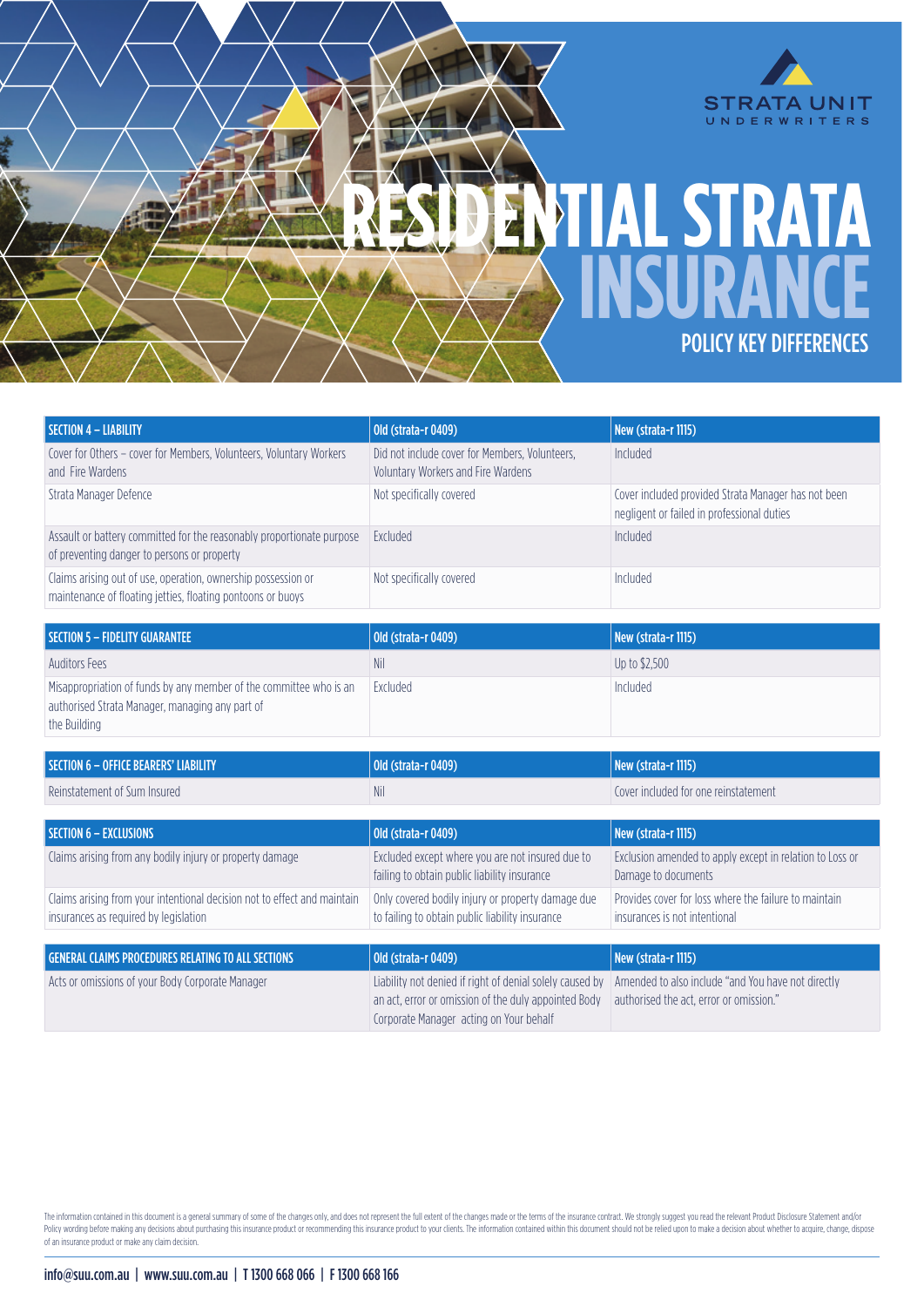STRATA UNIT UNDERWRITERS

# RESIDENTIAL STRATA INSURANCE

## POLICY KEY DIFFERENCES

| SECTION 4 – LIABILITY | Old (strata-r 0409) | New (strata-r 1115) |
| --- | --- | --- |
| Cover for Others – cover for Members, Volunteers, Voluntary Workers and Fire Wardens | Did not include cover for Members, Volunteers, Voluntary Workers and Fire Wardens | Included |
| Strata Manager Defence | Not specifically covered | Cover included provided Strata Manager has not been negligent or failed in professional duties |
| Assault or battery committed for the reasonably proportionate purpose of preventing danger to persons or property | Excluded | Included |
| Claims arising out of use, operation, ownership possession or maintenance of floating jetties, floating pontoons or buoys | Not specifically covered | Included |

| SECTION 5 – FIDELITY GUARANTEE | Old (strata-r 0409) | New (strata-r 1115) |
| --- | --- | --- |
| Auditors Fees | Nil | Up to $2,500 |
| Misappropriation of funds by any member of the committee who is an authorised Strata Manager, managing any part of the Building | Excluded | Included |

| SECTION 6 – OFFICE BEARERS' LIABILITY | Old (strata-r 0409) | New (strata-r 1115) |
| --- | --- | --- |
| Reinstatement of Sum Insured | Nil | Cover included for one reinstatement |

| SECTION 6 – EXCLUSIONS | Old (strata-r 0409) | New (strata-r 1115) |
| --- | --- | --- |
| Claims arising from any bodily injury or property damage | Excluded except where you are not insured due to failing to obtain public liability insurance | Exclusion amended to apply except in relation to Loss or Damage to documents |
| Claims arising from your intentional decision not to effect and maintain insurances as required by legislation | Only covered bodily injury or property damage due to failing to obtain public liability insurance | Provides cover for loss where the failure to maintain insurances is not intentional |

| GENERAL CLAIMS PROCEDURES RELATING TO ALL SECTIONS | Old (strata-r 0409) | New (strata-r 1115) |
| --- | --- | --- |
| Acts or omissions of your Body Corporate Manager | Liability not denied if right of denial solely caused by an act, error or omission of the duly appointed Body Corporate Manager acting on Your behalf | Amended to also include "and You have not directly authorised the act, error or omission." |

The information contained in this document is a general summary of some of the changes only, and does not represent the full extent of the changes made or the terms of the insurance contract. We strongly suggest you read the relevant Product Disclosure Statement and/or Policy wording before making any decisions about purchasing this insurance product or recommending this insurance product to your clients. The information contained within this document should not be relied upon to make a decision about whether to acquire, change, dispose of an insurance product or make any claim decision.

info@suu.com.au | www.suu.com.au | T 1300 668 066 | F 1300 668 166